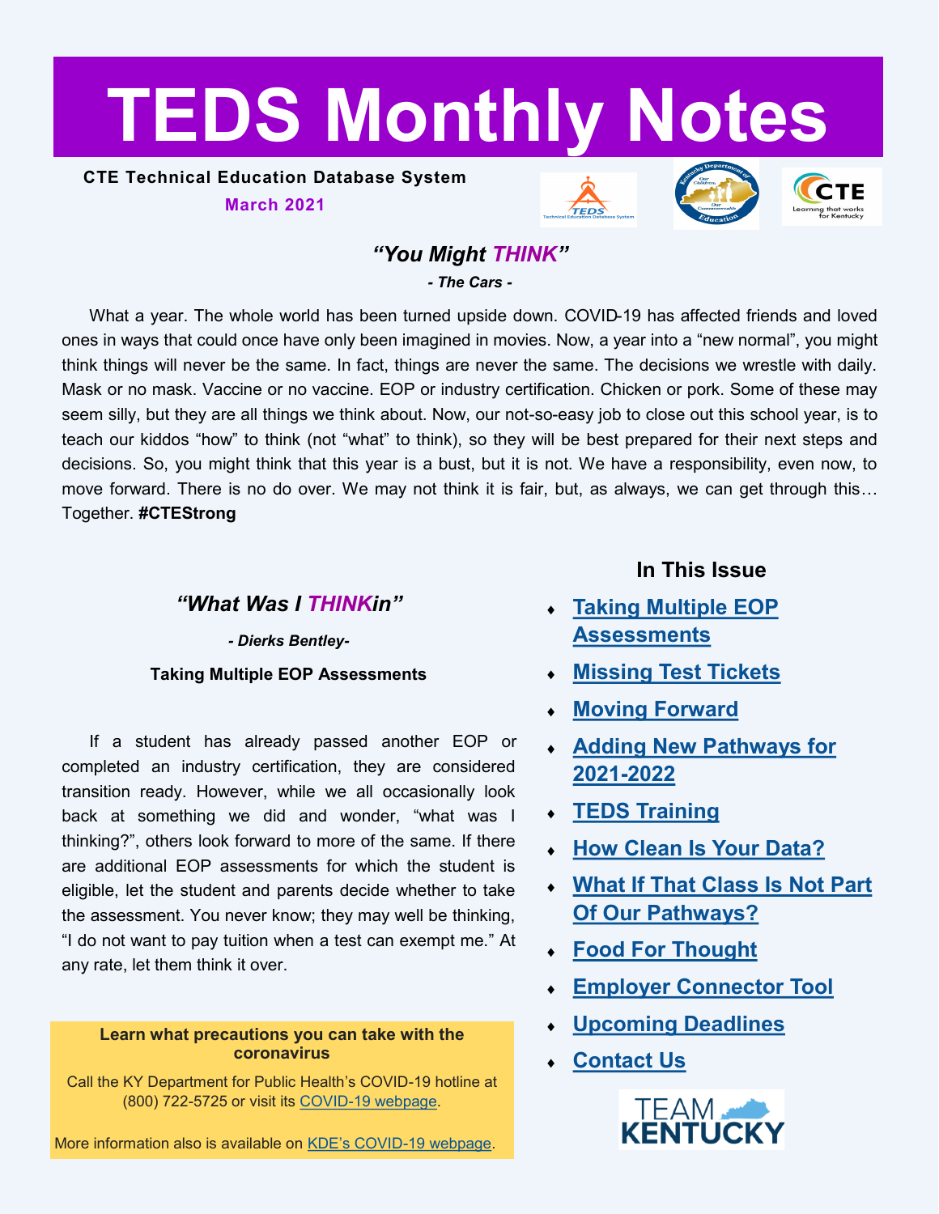# TEDS Monthly Notes

**CTE Technical Education Database System**

**March 2021**

## *"You Might THINK"*

***- The Cars -***

What a year. The whole world has been turned upside down. COVID-19 has affected friends and loved ones in ways that could once have only been imagined in movies. Now, a year into a "new normal", you might think things will never be the same. In fact, things are never the same. The decisions we wrestle with daily. Mask or no mask. Vaccine or no vaccine. EOP or industry certification. Chicken or pork. Some of these may seem silly, but they are all things we think about. Now, our not-so-easy job to close out this school year, is to teach our kiddos "how" to think (not "what" to think), so they will be best prepared for their next steps and decisions. So, you might think that this year is a bust, but it is not. We have a responsibility, even now, to move forward. There is no do over. We may not think it is fair, but, as always, we can get through this… Together. **#CTEStrong**

## *"What Was I THINKin"*

***- Dierks Bentley-***

**Taking Multiple EOP Assessments**

If a student has already passed another EOP or completed an industry certification, they are considered transition ready. However, while we all occasionally look back at something we did and wonder, "what was I thinking?", others look forward to more of the same. If there are additional EOP assessments for which the student is eligible, let the student and parents decide whether to take the assessment. You never know; they may well be thinking, "I do not want to pay tuition when a test can exempt me." At any rate, let them think it over.

**Learn what precautions you can take with the coronavirus**

Call the KY Department for Public Health's COVID-19 hotline at (800) 722-5725 or visit its COVID-19 webpage.

More information also is available on KDE's COVID-19 webpage.

## In This Issue

- Taking Multiple EOP Assessments
- Missing Test Tickets
- Moving Forward
- Adding New Pathways for 2021-2022
- TEDS Training
- How Clean Is Your Data?
- What If That Class Is Not Part Of Our Pathways?
- Food For Thought
- Employer Connector Tool
- Upcoming Deadlines
- Contact Us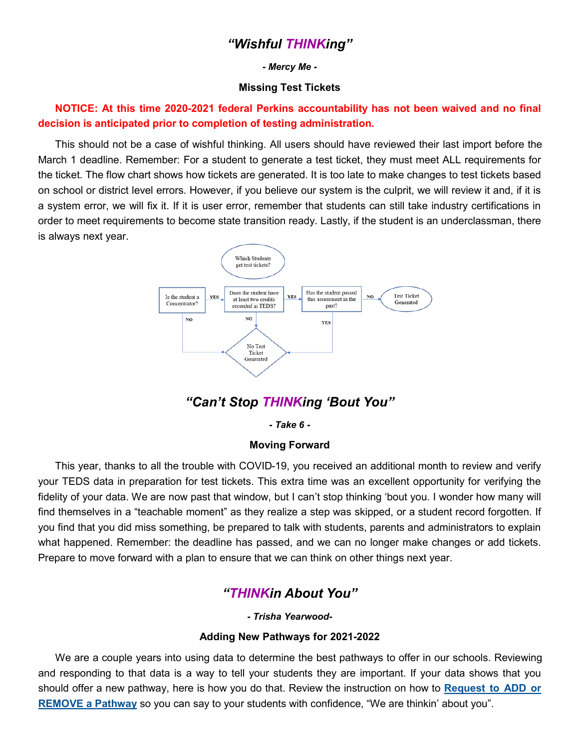## *"Wishful THINKing"*

***- Mercy Me -***

**Missing Test Tickets**

**NOTICE: At this time 2020-2021 federal Perkins accountability has not been waived and no final decision is anticipated prior to completion of testing administration.**

This should not be a case of wishful thinking. All users should have reviewed their last import before the March 1 deadline. Remember: For a student to generate a test ticket, they must meet ALL requirements for the ticket. The flow chart shows how tickets are generated. It is too late to make changes to test tickets based on school or district level errors. However, if you believe our system is the culprit, we will review it and, if it is a system error, we will fix it. If it is user error, remember that students can still take industry certifications in order to meet requirements to become state transition ready. Lastly, if the student is an underclassman, there is always next year.

Which Students get test tickets?

Is the student a Concentrator? → YES → Does the student have at least two credits recorded in TEDS? → YES → Has the student passed this assessment in the past? → NO → Test Ticket Generated

Is the student a Concentrator? → NO → No Test Ticket Generated

Does the student have at least two credits recorded in TEDS? → NO → No Test Ticket Generated

Has the student passed this assessment in the past? → YES → No Test Ticket Generated

## *"Can't Stop THINKing 'Bout You"*

***- Take 6 -***

**Moving Forward**

This year, thanks to all the trouble with COVID-19, you received an additional month to review and verify your TEDS data in preparation for test tickets. This extra time was an excellent opportunity for verifying the fidelity of your data. We are now past that window, but I can't stop thinking 'bout you. I wonder how many will find themselves in a "teachable moment" as they realize a step was skipped, or a student record forgotten. If you find that you did miss something, be prepared to talk with students, parents and administrators to explain what happened. Remember: the deadline has passed, and we can no longer make changes or add tickets. Prepare to move forward with a plan to ensure that we can think on other things next year.

## *"THINKin About You"*

***- Trisha Yearwood-***

**Adding New Pathways for 2021-2022**

We are a couple years into using data to determine the best pathways to offer in our schools. Reviewing and responding to that data is a way to tell your students they are important. If your data shows that you should offer a new pathway, here is how you do that. Review the instruction on how to **Request to ADD or REMOVE a Pathway** so you can say to your students with confidence, "We are thinkin' about you".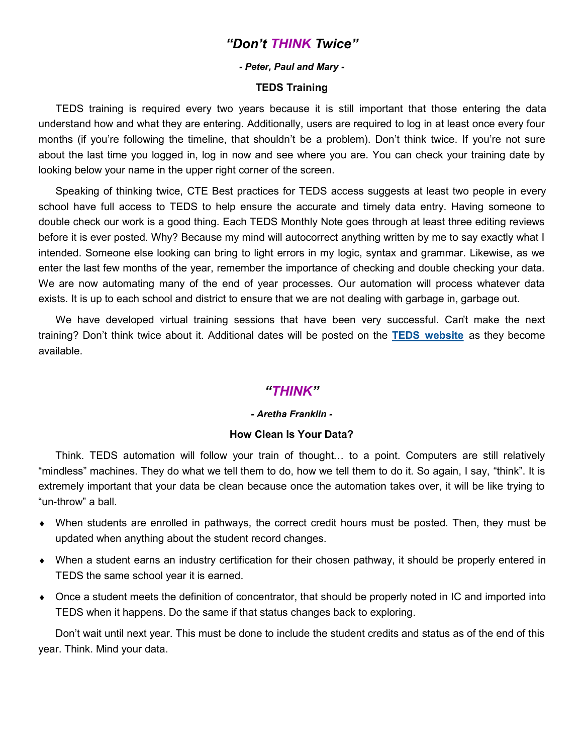## *"Don't THINK Twice"*

***- Peter, Paul and Mary -***

**TEDS Training**

TEDS training is required every two years because it is still important that those entering the data understand how and what they are entering. Additionally, users are required to log in at least once every four months (if you're following the timeline, that shouldn't be a problem). Don't think twice. If you're not sure about the last time you logged in, log in now and see where you are. You can check your training date by looking below your name in the upper right corner of the screen.

Speaking of thinking twice, CTE Best practices for TEDS access suggests at least two people in every school have full access to TEDS to help ensure the accurate and timely data entry. Having someone to double check our work is a good thing. Each TEDS Monthly Note goes through at least three editing reviews before it is ever posted. Why? Because my mind will autocorrect anything written by me to say exactly what I intended. Someone else looking can bring to light errors in my logic, syntax and grammar. Likewise, as we enter the last few months of the year, remember the importance of checking and double checking your data. We are now automating many of the end of year processes. Our automation will process whatever data exists. It is up to each school and district to ensure that we are not dealing with garbage in, garbage out.

We have developed virtual training sessions that have been very successful. Can't make the next training? Don't think twice about it. Additional dates will be posted on the **TEDS website** as they become available.

## *"THINK"*

***- Aretha Franklin -***

**How Clean Is Your Data?**

Think. TEDS automation will follow your train of thought… to a point. Computers are still relatively "mindless" machines. They do what we tell them to do, how we tell them to do it. So again, I say, "think". It is extremely important that your data be clean because once the automation takes over, it will be like trying to "un-throw" a ball.

- When students are enrolled in pathways, the correct credit hours must be posted. Then, they must be updated when anything about the student record changes.
- When a student earns an industry certification for their chosen pathway, it should be properly entered in TEDS the same school year it is earned.
- Once a student meets the definition of concentrator, that should be properly noted in IC and imported into TEDS when it happens. Do the same if that status changes back to exploring.

Don't wait until next year. This must be done to include the student credits and status as of the end of this year. Think. Mind your data.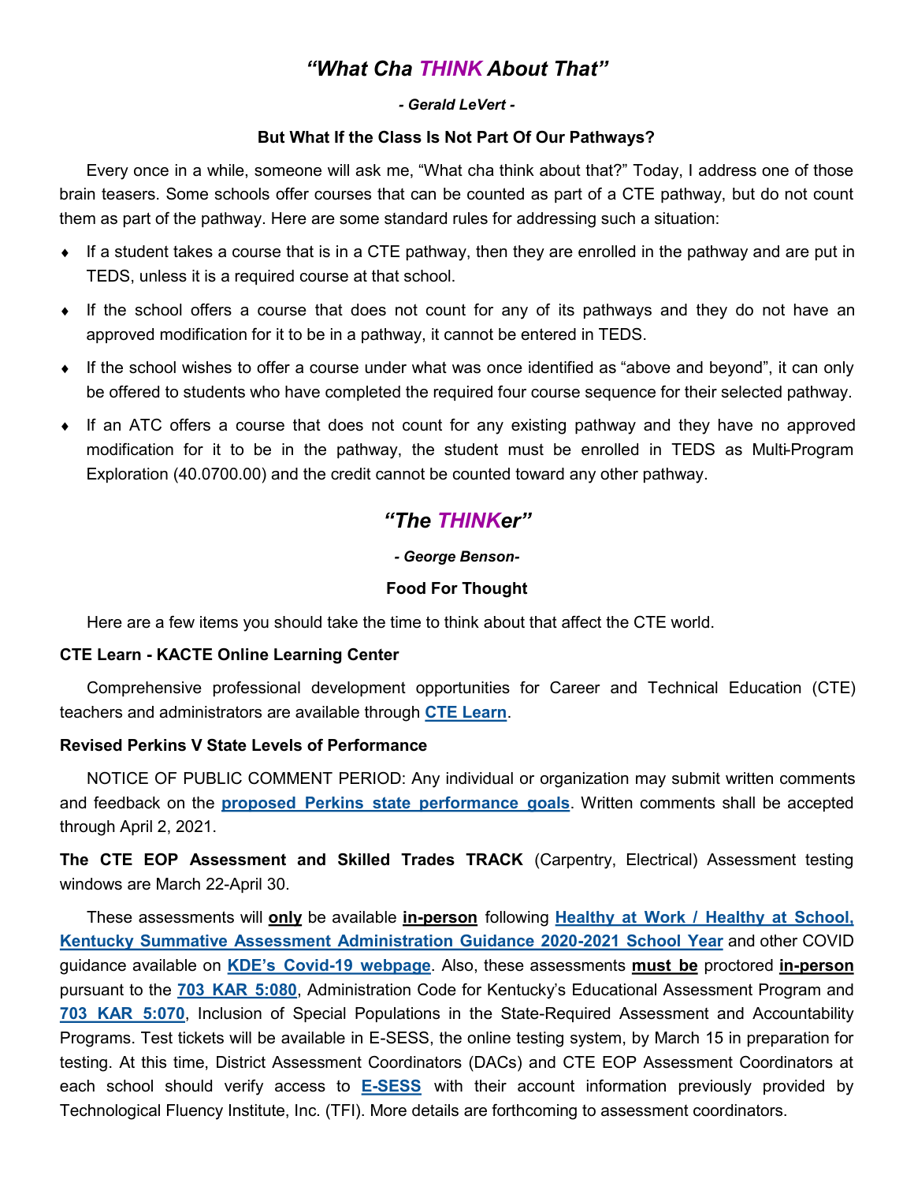## *"What Cha THINK About That"*

***- Gerald LeVert -***

**But What If the Class Is Not Part Of Our Pathways?**

Every once in a while, someone will ask me, "What cha think about that?" Today, I address one of those brain teasers. Some schools offer courses that can be counted as part of a CTE pathway, but do not count them as part of the pathway. Here are some standard rules for addressing such a situation:

- If a student takes a course that is in a CTE pathway, then they are enrolled in the pathway and are put in TEDS, unless it is a required course at that school.
- If the school offers a course that does not count for any of its pathways and they do not have an approved modification for it to be in a pathway, it cannot be entered in TEDS.
- If the school wishes to offer a course under what was once identified as "above and beyond", it can only be offered to students who have completed the required four course sequence for their selected pathway.
- If an ATC offers a course that does not count for any existing pathway and they have no approved modification for it to be in the pathway, the student must be enrolled in TEDS as Multi-Program Exploration (40.0700.00) and the credit cannot be counted toward any other pathway.

## *"The THINKer"*

***- George Benson-***

**Food For Thought**

Here are a few items you should take the time to think about that affect the CTE world.

**CTE Learn - KACTE Online Learning Center**

Comprehensive professional development opportunities for Career and Technical Education (CTE) teachers and administrators are available through **CTE Learn**.

**Revised Perkins V State Levels of Performance**

NOTICE OF PUBLIC COMMENT PERIOD: Any individual or organization may submit written comments and feedback on the **proposed Perkins state performance goals**. Written comments shall be accepted through April 2, 2021.

**The CTE EOP Assessment and Skilled Trades TRACK** (Carpentry, Electrical) Assessment testing windows are March 22-April 30.

These assessments will **only** be available **in-person** following **Healthy at Work / Healthy at School, Kentucky Summative Assessment Administration Guidance 2020-2021 School Year** and other COVID guidance available on **KDE's Covid-19 webpage**. Also, these assessments **must be** proctored **in-person** pursuant to the **703 KAR 5:080**, Administration Code for Kentucky's Educational Assessment Program and **703 KAR 5:070**, Inclusion of Special Populations in the State-Required Assessment and Accountability Programs. Test tickets will be available in E-SESS, the online testing system, by March 15 in preparation for testing. At this time, District Assessment Coordinators (DACs) and CTE EOP Assessment Coordinators at each school should verify access to **E-SESS** with their account information previously provided by Technological Fluency Institute, Inc. (TFI). More details are forthcoming to assessment coordinators.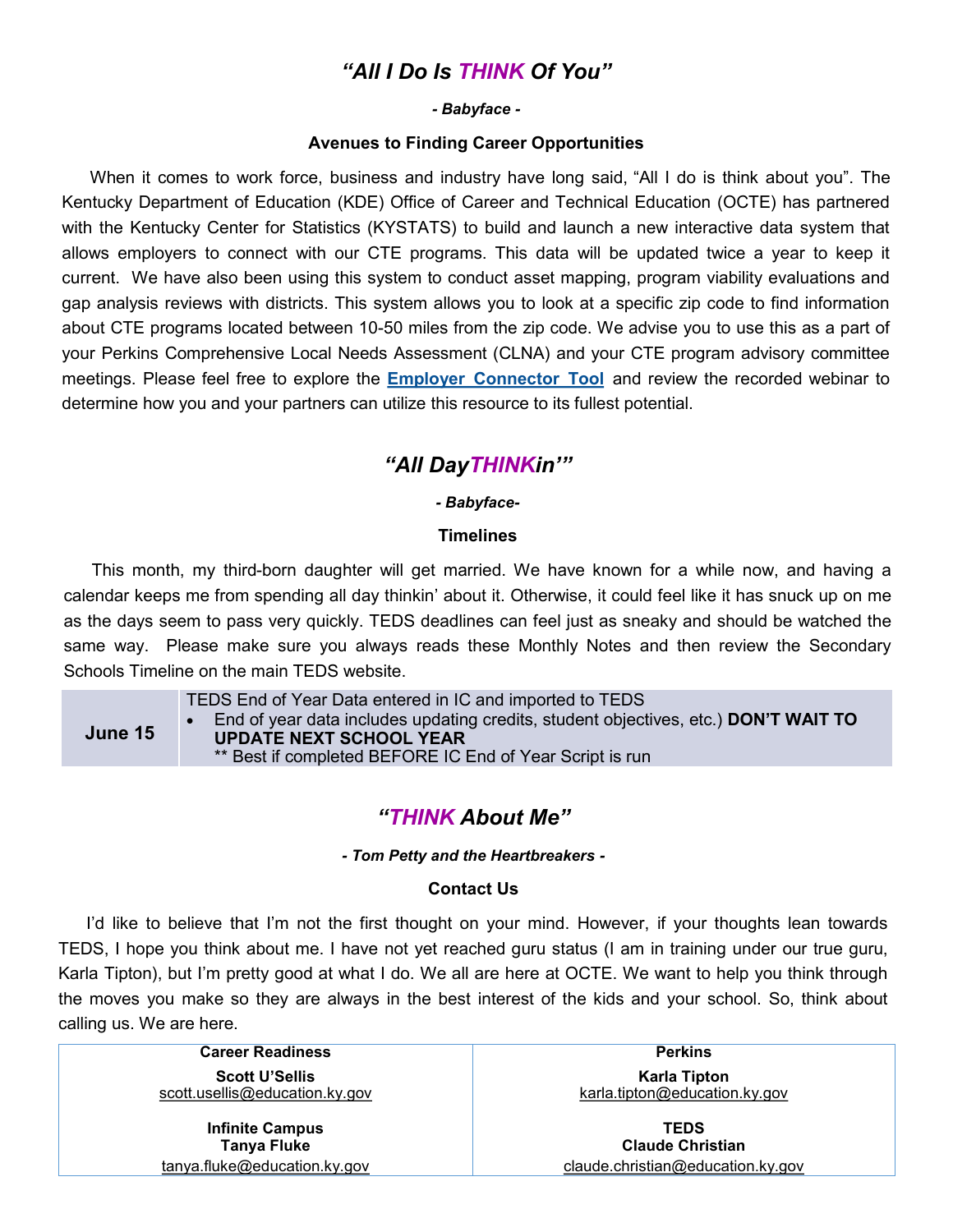## *"All I Do Is THINK Of You"*

***- Babyface -***

**Avenues to Finding Career Opportunities**

When it comes to work force, business and industry have long said, "All I do is think about you". The Kentucky Department of Education (KDE) Office of Career and Technical Education (OCTE) has partnered with the Kentucky Center for Statistics (KYSTATS) to build and launch a new interactive data system that allows employers to connect with our CTE programs. This data will be updated twice a year to keep it current. We have also been using this system to conduct asset mapping, program viability evaluations and gap analysis reviews with districts. This system allows you to look at a specific zip code to find information about CTE programs located between 10-50 miles from the zip code. We advise you to use this as a part of your Perkins Comprehensive Local Needs Assessment (CLNA) and your CTE program advisory committee meetings. Please feel free to explore the **Employer Connector Tool** and review the recorded webinar to determine how you and your partners can utilize this resource to its fullest potential.

## *"All DayTHINKin'"*

***- Babyface-***

**Timelines**

This month, my third-born daughter will get married. We have known for a while now, and having a calendar keeps me from spending all day thinkin' about it. Otherwise, it could feel like it has snuck up on me as the days seem to pass very quickly. TEDS deadlines can feel just as sneaky and should be watched the same way. Please make sure you always reads these Monthly Notes and then review the Secondary Schools Timeline on the main TEDS website.

| | |
|---|---|
| **June 15** | TEDS End of Year Data entered in IC and imported to TEDS<br>• End of year data includes updating credits, student objectives, etc.) **DON'T WAIT TO UPDATE NEXT SCHOOL YEAR**<br>** Best if completed BEFORE IC End of Year Script is run |

## *"THINK About Me"*

***- Tom Petty and the Heartbreakers -***

**Contact Us**

I'd like to believe that I'm not the first thought on your mind. However, if your thoughts lean towards TEDS, I hope you think about me. I have not yet reached guru status (I am in training under our true guru, Karla Tipton), but I'm pretty good at what I do. We all are here at OCTE. We want to help you think through the moves you make so they are always in the best interest of the kids and your school. So, think about calling us. We are here.

| **Career Readiness** | **Perkins** |
|---|---|
| **Scott U'Sellis**<br>scott.usellis@education.ky.gov | **Karla Tipton**<br>karla.tipton@education.ky.gov |
| **Infinite Campus**<br>**Tanya Fluke**<br>tanya.fluke@education.ky.gov | **TEDS**<br>**Claude Christian**<br>claude.christian@education.ky.gov |